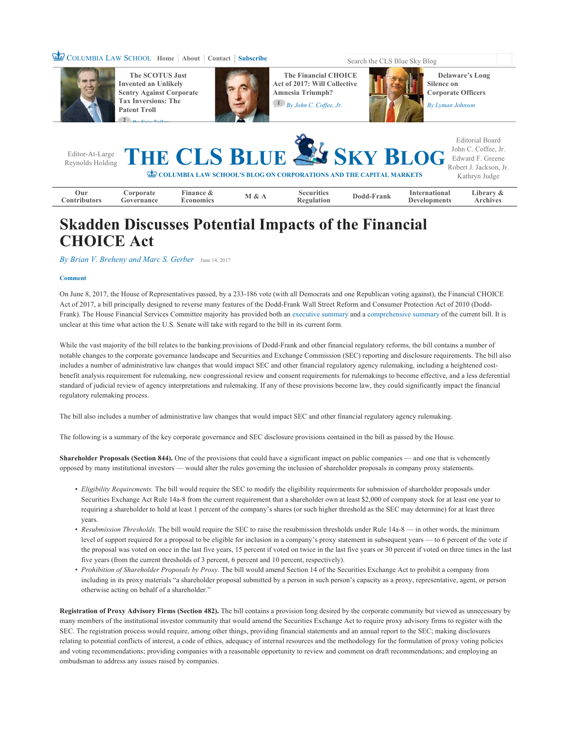# Skadden Discusses Potential Impacts of the Financial CHOICE Act

*By Brian V. Breheny and Marc S. Gerber* June 14, 2017

**Comment**

On June 8, 2017, the House of Representatives passed, by a 233-186 vote (with all Democrats and one Republican voting against), the Financial CHOICE Act of 2017, a bill principally designed to reverse many features of the Dodd-Frank Wall Street Reform and Consumer Protection Act of 2010 (Dodd-Frank). The House Financial Services Committee majority has provided both an executive summary and a comprehensive summary of the current bill. It is unclear at this time what action the U.S. Senate will take with regard to the bill in its current form.

While the vast majority of the bill relates to the banking provisions of Dodd-Frank and other financial regulatory reforms, the bill contains a number of notable changes to the corporate governance landscape and Securities and Exchange Commission (SEC) reporting and disclosure requirements. The bill also includes a number of administrative law changes that would impact SEC and other financial regulatory agency rulemaking, including a heightened cost-benefit analysis requirement for rulemaking, new congressional review and consent requirements for rulemakings to become effective, and a less deferential standard of judicial review of agency interpretations and rulemaking. If any of these provisions become law, they could significantly impact the financial regulatory rulemaking process.

The bill also includes a number of administrative law changes that would impact SEC and other financial regulatory agency rulemaking.

The following is a summary of the key corporate governance and SEC disclosure provisions contained in the bill as passed by the House.

**Shareholder Proposals (Section 844).** One of the provisions that could have a significant impact on public companies — and one that is vehemently opposed by many institutional investors — would alter the rules governing the inclusion of shareholder proposals in company proxy statements.

- *Eligibility Requirements.* The bill would require the SEC to modify the eligibility requirements for submission of shareholder proposals under Securities Exchange Act Rule 14a-8 from the current requirement that a shareholder own at least $2,000 of company stock for at least one year to requiring a shareholder to hold at least 1 percent of the company's shares (or such higher threshold as the SEC may determine) for at least three years.
- *Resubmission Thresholds.* The bill would require the SEC to raise the resubmission thresholds under Rule 14a-8 — in other words, the minimum level of support required for a proposal to be eligible for inclusion in a company's proxy statement in subsequent years — to 6 percent of the vote if the proposal was voted on once in the last five years, 15 percent if voted on twice in the last five years or 30 percent if voted on three times in the last five years (from the current thresholds of 3 percent, 6 percent and 10 percent, respectively).
- *Prohibition of Shareholder Proposals by Proxy.* The bill would amend Section 14 of the Securities Exchange Act to prohibit a company from including in its proxy materials "a shareholder proposal submitted by a person in such person's capacity as a proxy, representative, agent, or person otherwise acting on behalf of a shareholder."

**Registration of Proxy Advisory Firms (Section 482).** The bill contains a provision long desired by the corporate community but viewed as unnecessary by many members of the institutional investor community that would amend the Securities Exchange Act to require proxy advisory firms to register with the SEC. The registration process would require, among other things, providing financial statements and an annual report to the SEC; making disclosures relating to potential conflicts of interest, a code of ethics, adequacy of internal resources and the methodology for the formulation of proxy voting policies and voting recommendations; providing companies with a reasonable opportunity to review and comment on draft recommendations; and employing an ombudsman to address any issues raised by companies.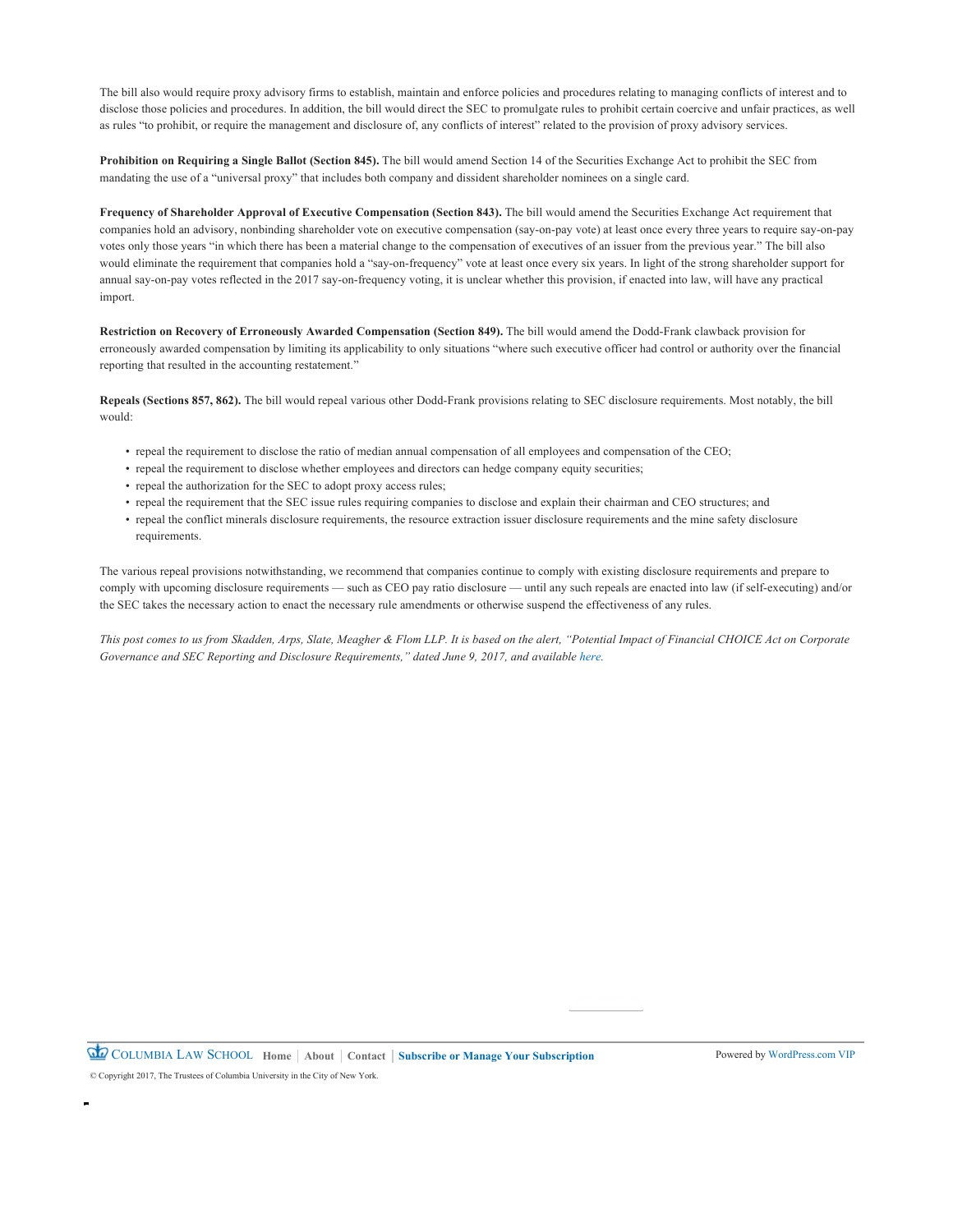The bill also would require proxy advisory firms to establish, maintain and enforce policies and procedures relating to managing conflicts of interest and to disclose those policies and procedures. In addition, the bill would direct the SEC to promulgate rules to prohibit certain coercive and unfair practices, as well as rules "to prohibit, or require the management and disclosure of, any conflicts of interest" related to the provision of proxy advisory services.

**Prohibition on Requiring a Single Ballot (Section 845).** The bill would amend Section 14 of the Securities Exchange Act to prohibit the SEC from mandating the use of a "universal proxy" that includes both company and dissident shareholder nominees on a single card.

**Frequency of Shareholder Approval of Executive Compensation (Section 843).** The bill would amend the Securities Exchange Act requirement that companies hold an advisory, nonbinding shareholder vote on executive compensation (say-on-pay vote) at least once every three years to require say-on-pay votes only those years "in which there has been a material change to the compensation of executives of an issuer from the previous year." The bill also would eliminate the requirement that companies hold a "say-on-frequency" vote at least once every six years. In light of the strong shareholder support for annual say-on-pay votes reflected in the 2017 say-on-frequency voting, it is unclear whether this provision, if enacted into law, will have any practical import.

**Restriction on Recovery of Erroneously Awarded Compensation (Section 849).** The bill would amend the Dodd-Frank clawback provision for erroneously awarded compensation by limiting its applicability to only situations "where such executive officer had control or authority over the financial reporting that resulted in the accounting restatement."

**Repeals (Sections 857, 862).** The bill would repeal various other Dodd-Frank provisions relating to SEC disclosure requirements. Most notably, the bill would:

- repeal the requirement to disclose the ratio of median annual compensation of all employees and compensation of the CEO;
- repeal the requirement to disclose whether employees and directors can hedge company equity securities;
- repeal the authorization for the SEC to adopt proxy access rules;
- repeal the requirement that the SEC issue rules requiring companies to disclose and explain their chairman and CEO structures; and
- repeal the conflict minerals disclosure requirements, the resource extraction issuer disclosure requirements and the mine safety disclosure requirements.

The various repeal provisions notwithstanding, we recommend that companies continue to comply with existing disclosure requirements and prepare to comply with upcoming disclosure requirements — such as CEO pay ratio disclosure — until any such repeals are enacted into law (if self-executing) and/or the SEC takes the necessary action to enact the necessary rule amendments or otherwise suspend the effectiveness of any rules.

*This post comes to us from Skadden, Arps, Slate, Meagher & Flom LLP. It is based on the alert, "Potential Impact of Financial CHOICE Act on Corporate Governance and SEC Reporting and Disclosure Requirements," dated June 9, 2017, and available here.*